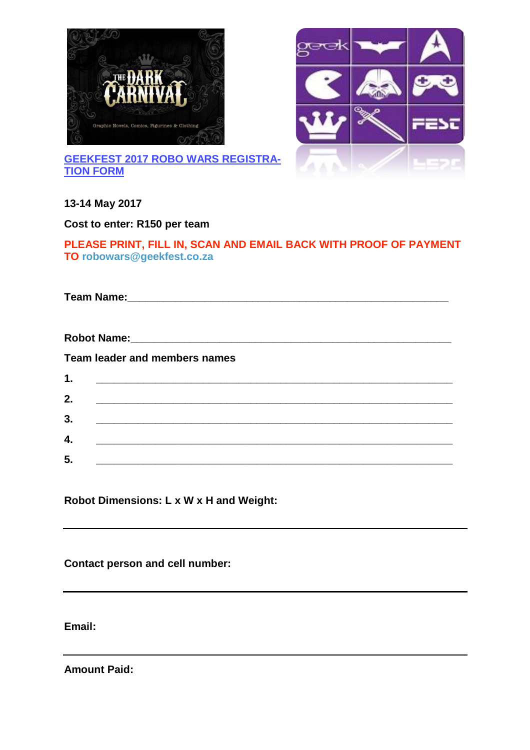# GEEKFEST 2017 ROBO WARS REGISTRATION FORM

**13-14 May 2017**

**Cost to enter: R150 per team**

**PLEASE PRINT, FILL IN, SCAN AND EMAIL BACK WITH PROOF OF PAYMENT TO robowars@geekfest.co.za**

**Team Name:**_________________________________________________________

**Robot Name:**________________________________________________________

**Team leader and members names**

1. ______________________________________________________________
2. ______________________________________________________________
3. ______________________________________________________________
4. ______________________________________________________________
5. ______________________________________________________________

**Robot Dimensions: L x W x H and Weight:**

______________________________________________________________

**Contact person and cell number:**

______________________________________________________________

**Email:**

______________________________________________________________

**Amount Paid:**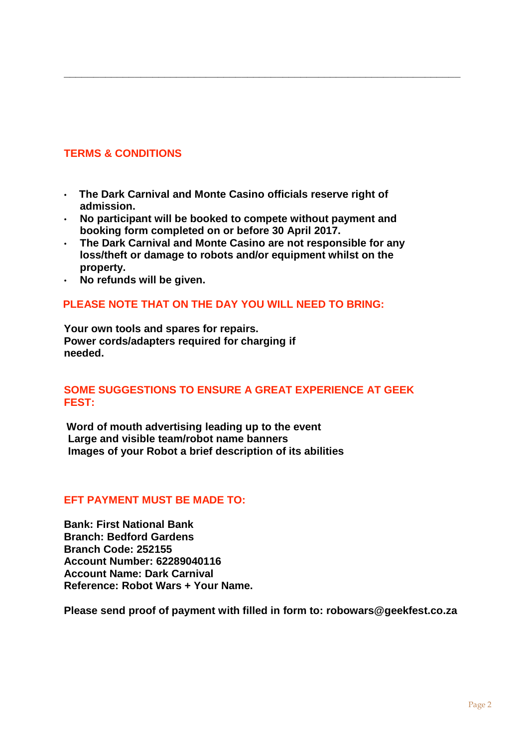## TERMS & CONDITIONS

- **The Dark Carnival and Monte Casino officials reserve right of admission.**
- **No participant will be booked to compete without payment and booking form completed on or before 30 April 2017.**
- **The Dark Carnival and Monte Casino are not responsible for any loss/theft or damage to robots and/or equipment whilst on the property.**
- **No refunds will be given.**

## PLEASE NOTE THAT ON THE DAY YOU WILL NEED TO BRING:

**Your own tools and spares for repairs.**
**Power cords/adapters required for charging if needed.**

## SOME SUGGESTIONS TO ENSURE A GREAT EXPERIENCE AT GEEK FEST:

**Word of mouth advertising leading up to the event**
**Large and visible team/robot name banners**
**Images of your Robot a brief description of its abilities**

## EFT PAYMENT MUST BE MADE TO:

**Bank: First National Bank**
**Branch: Bedford Gardens**
**Branch Code: 252155**
**Account Number: 62289040116**
**Account Name: Dark Carnival**
**Reference: Robot Wars + Your Name.**

**Please send proof of payment with filled in form to: robowars@geekfest.co.za**